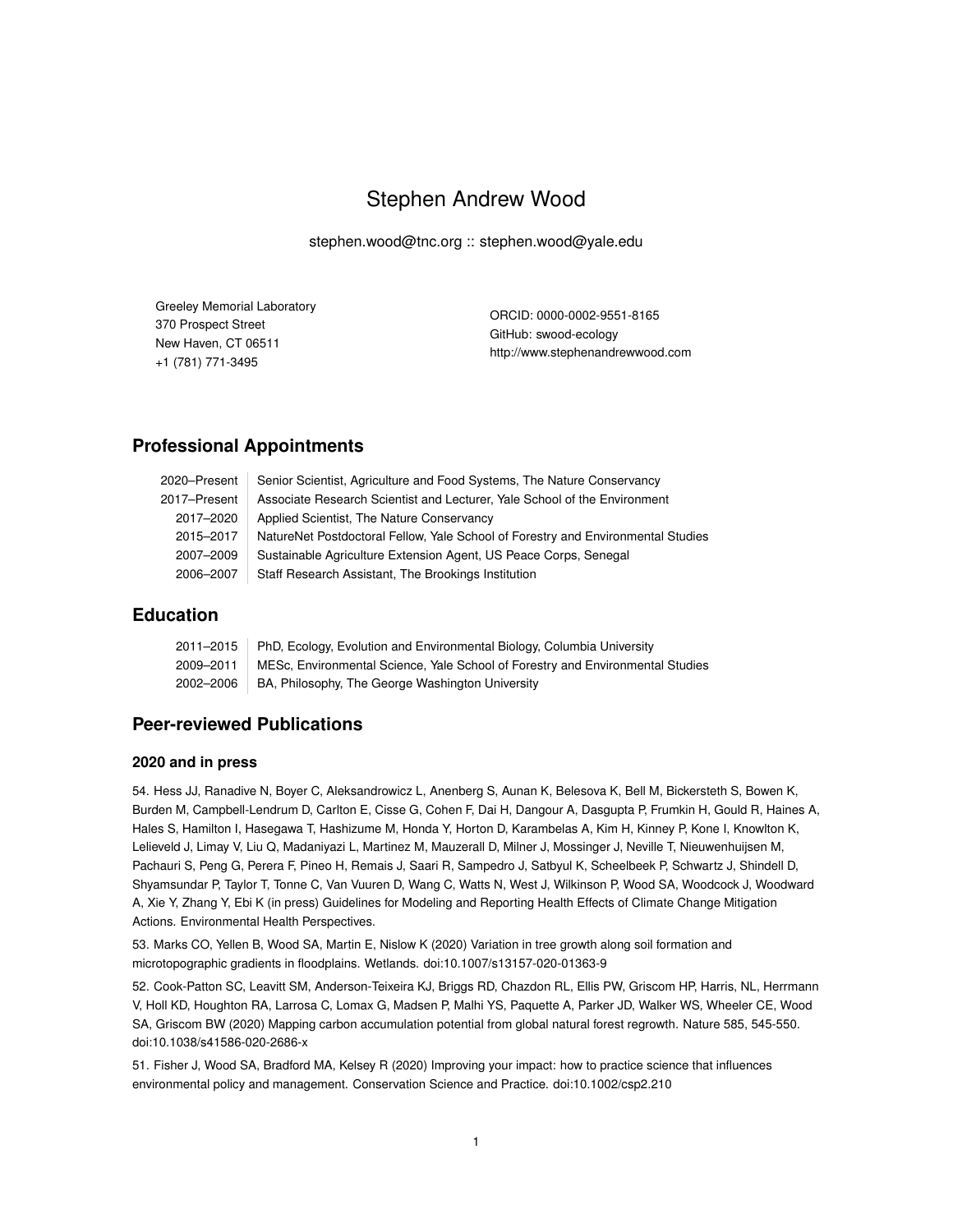# Stephen Andrew Wood

stephen.wood@tnc.org :: stephen.wood@yale.edu

Greeley Memorial Laboratory
370 Prospect Street
New Haven, CT 06511
+1 (781) 771-3495

ORCID: 0000-0002-9551-8165
GitHub: swood-ecology
http://www.stephenandrewwood.com

## Professional Appointments

| | |
|---|---|
| 2020–Present | Senior Scientist, Agriculture and Food Systems, The Nature Conservancy |
| 2017–Present | Associate Research Scientist and Lecturer, Yale School of the Environment |
| 2017–2020 | Applied Scientist, The Nature Conservancy |
| 2015–2017 | NatureNet Postdoctoral Fellow, Yale School of Forestry and Environmental Studies |
| 2007–2009 | Sustainable Agriculture Extension Agent, US Peace Corps, Senegal |
| 2006–2007 | Staff Research Assistant, The Brookings Institution |

## Education

| | |
|---|---|
| 2011–2015 | PhD, Ecology, Evolution and Environmental Biology, Columbia University |
| 2009–2011 | MESc, Environmental Science, Yale School of Forestry and Environmental Studies |
| 2002–2006 | BA, Philosophy, The George Washington University |

## Peer-reviewed Publications

### 2020 and in press

54. Hess JJ, Ranadive N, Boyer C, Aleksandrowicz L, Anenberg S, Aunan K, Belesova K, Bell M, Bickersteth S, Bowen K, Burden M, Campbell-Lendrum D, Carlton E, Cisse G, Cohen F, Dai H, Dangour A, Dasgupta P, Frumkin H, Gould R, Haines A, Hales S, Hamilton I, Hasegawa T, Hashizume M, Honda Y, Horton D, Karambelas A, Kim H, Kinney P, Kone I, Knowlton K, Lelieveld J, Limay V, Liu Q, Madaniyazi L, Martinez M, Mauzerall D, Milner J, Mossinger J, Neville T, Nieuwenhuijsen M, Pachauri S, Peng G, Perera F, Pineo H, Remais J, Saari R, Sampedro J, Satbyul K, Scheelbeek P, Schwartz J, Shindell D, Shyamsundar P, Taylor T, Tonne C, Van Vuuren D, Wang C, Watts N, West J, Wilkinson P, Wood SA, Woodcock J, Woodward A, Xie Y, Zhang Y, Ebi K (in press) Guidelines for Modeling and Reporting Health Effects of Climate Change Mitigation Actions. Environmental Health Perspectives.

53. Marks CO, Yellen B, Wood SA, Martin E, Nislow K (2020) Variation in tree growth along soil formation and microtopographic gradients in floodplains. Wetlands. doi:10.1007/s13157-020-01363-9

52. Cook-Patton SC, Leavitt SM, Anderson-Teixeira KJ, Briggs RD, Chazdon RL, Ellis PW, Griscom HP, Harris, NL, Herrmann V, Holl KD, Houghton RA, Larrosa C, Lomax G, Madsen P, Malhi YS, Paquette A, Parker JD, Walker WS, Wheeler CE, Wood SA, Griscom BW (2020) Mapping carbon accumulation potential from global natural forest regrowth. Nature 585, 545-550. doi:10.1038/s41586-020-2686-x

51. Fisher J, Wood SA, Bradford MA, Kelsey R (2020) Improving your impact: how to practice science that influences environmental policy and management. Conservation Science and Practice. doi:10.1002/csp2.210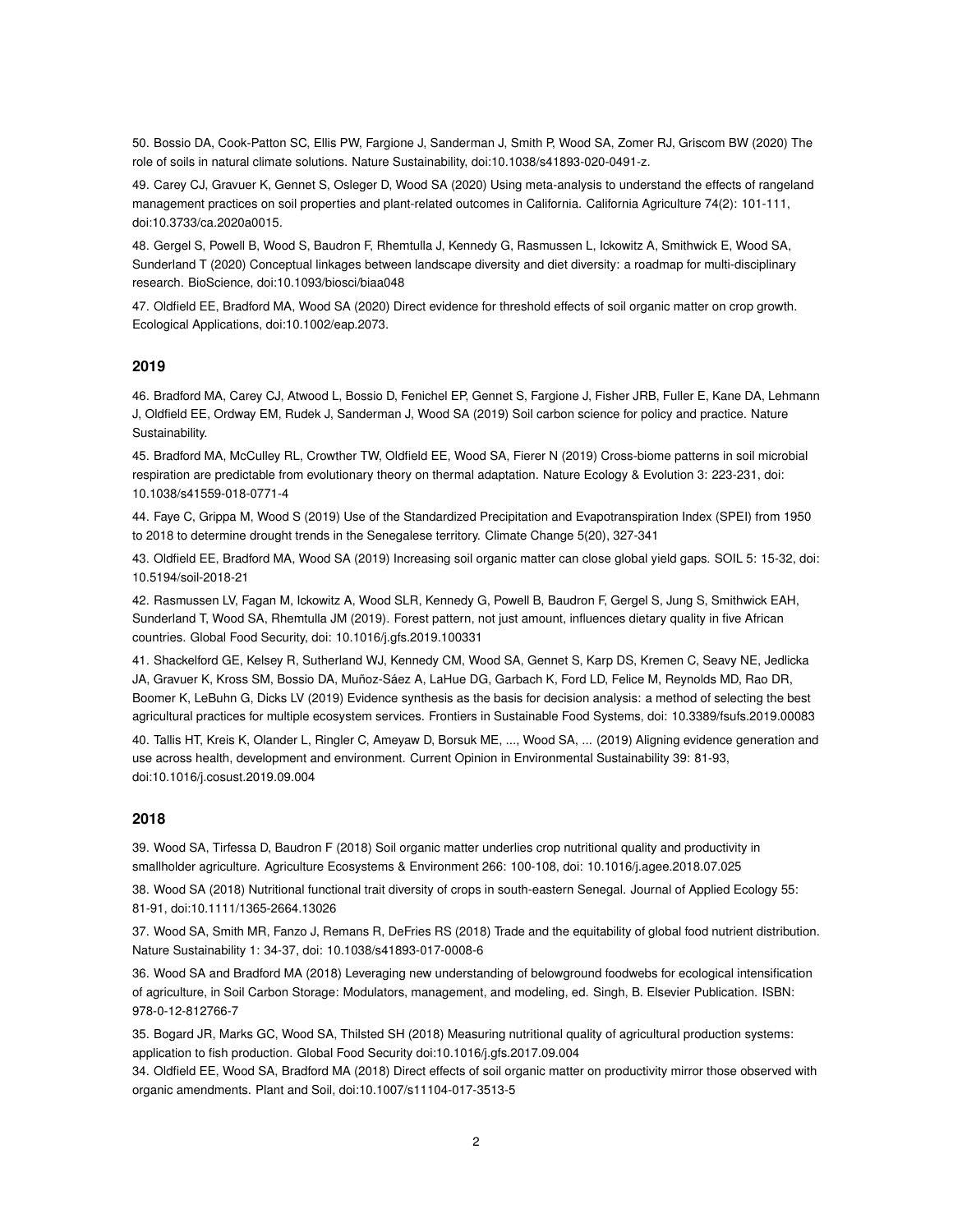50. Bossio DA, Cook-Patton SC, Ellis PW, Fargione J, Sanderman J, Smith P, Wood SA, Zomer RJ, Griscom BW (2020) The role of soils in natural climate solutions. Nature Sustainability, doi:10.1038/s41893-020-0491-z.

49. Carey CJ, Gravuer K, Gennet S, Osleger D, Wood SA (2020) Using meta-analysis to understand the effects of rangeland management practices on soil properties and plant-related outcomes in California. California Agriculture 74(2): 101-111, doi:10.3733/ca.2020a0015.

48. Gergel S, Powell B, Wood S, Baudron F, Rhemtulla J, Kennedy G, Rasmussen L, Ickowitz A, Smithwick E, Wood SA, Sunderland T (2020) Conceptual linkages between landscape diversity and diet diversity: a roadmap for multi-disciplinary research. BioScience, doi:10.1093/biosci/biaa048

47. Oldfield EE, Bradford MA, Wood SA (2020) Direct evidence for threshold effects of soil organic matter on crop growth. Ecological Applications, doi:10.1002/eap.2073.

### 2019

46. Bradford MA, Carey CJ, Atwood L, Bossio D, Fenichel EP, Gennet S, Fargione J, Fisher JRB, Fuller E, Kane DA, Lehmann J, Oldfield EE, Ordway EM, Rudek J, Sanderman J, Wood SA (2019) Soil carbon science for policy and practice. Nature Sustainability.

45. Bradford MA, McCulley RL, Crowther TW, Oldfield EE, Wood SA, Fierer N (2019) Cross-biome patterns in soil microbial respiration are predictable from evolutionary theory on thermal adaptation. Nature Ecology & Evolution 3: 223-231, doi: 10.1038/s41559-018-0771-4

44. Faye C, Grippa M, Wood S (2019) Use of the Standardized Precipitation and Evapotranspiration Index (SPEI) from 1950 to 2018 to determine drought trends in the Senegalese territory. Climate Change 5(20), 327-341

43. Oldfield EE, Bradford MA, Wood SA (2019) Increasing soil organic matter can close global yield gaps. SOIL 5: 15-32, doi: 10.5194/soil-2018-21

42. Rasmussen LV, Fagan M, Ickowitz A, Wood SLR, Kennedy G, Powell B, Baudron F, Gergel S, Jung S, Smithwick EAH, Sunderland T, Wood SA, Rhemtulla JM (2019). Forest pattern, not just amount, influences dietary quality in five African countries. Global Food Security, doi: 10.1016/j.gfs.2019.100331

41. Shackelford GE, Kelsey R, Sutherland WJ, Kennedy CM, Wood SA, Gennet S, Karp DS, Kremen C, Seavy NE, Jedlicka JA, Gravuer K, Kross SM, Bossio DA, Muñoz-Sáez A, LaHue DG, Garbach K, Ford LD, Felice M, Reynolds MD, Rao DR, Boomer K, LeBuhn G, Dicks LV (2019) Evidence synthesis as the basis for decision analysis: a method of selecting the best agricultural practices for multiple ecosystem services. Frontiers in Sustainable Food Systems, doi: 10.3389/fsufs.2019.00083

40. Tallis HT, Kreis K, Olander L, Ringler C, Ameyaw D, Borsuk ME, ..., Wood SA, ... (2019) Aligning evidence generation and use across health, development and environment. Current Opinion in Environmental Sustainability 39: 81-93, doi:10.1016/j.cosust.2019.09.004

### 2018

39. Wood SA, Tirfessa D, Baudron F (2018) Soil organic matter underlies crop nutritional quality and productivity in smallholder agriculture. Agriculture Ecosystems & Environment 266: 100-108, doi: 10.1016/j.agee.2018.07.025

38. Wood SA (2018) Nutritional functional trait diversity of crops in south-eastern Senegal. Journal of Applied Ecology 55: 81-91, doi:10.1111/1365-2664.13026

37. Wood SA, Smith MR, Fanzo J, Remans R, DeFries RS (2018) Trade and the equitability of global food nutrient distribution. Nature Sustainability 1: 34-37, doi: 10.1038/s41893-017-0008-6

36. Wood SA and Bradford MA (2018) Leveraging new understanding of belowground foodwebs for ecological intensification of agriculture, in Soil Carbon Storage: Modulators, management, and modeling, ed. Singh, B. Elsevier Publication. ISBN: 978-0-12-812766-7

35. Bogard JR, Marks GC, Wood SA, Thilsted SH (2018) Measuring nutritional quality of agricultural production systems: application to fish production. Global Food Security doi:10.1016/j.gfs.2017.09.004

34. Oldfield EE, Wood SA, Bradford MA (2018) Direct effects of soil organic matter on productivity mirror those observed with organic amendments. Plant and Soil, doi:10.1007/s11104-017-3513-5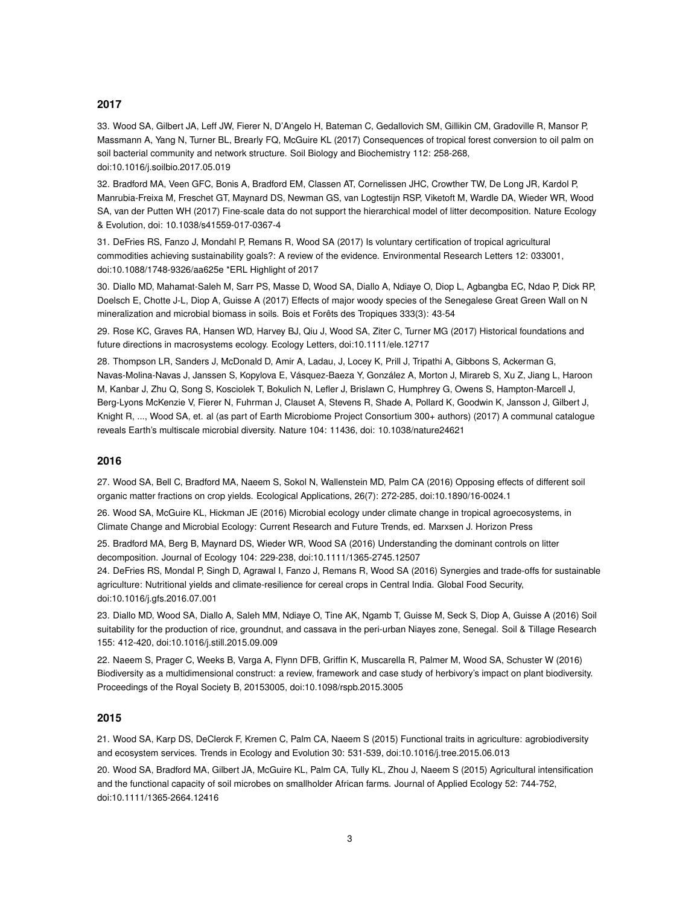## 2017

33. Wood SA, Gilbert JA, Leff JW, Fierer N, D'Angelo H, Bateman C, Gedallovich SM, Gillikin CM, Gradoville R, Mansor P, Massmann A, Yang N, Turner BL, Brearly FQ, McGuire KL (2017) Consequences of tropical forest conversion to oil palm on soil bacterial community and network structure. Soil Biology and Biochemistry 112: 258-268, doi:10.1016/j.soilbio.2017.05.019

32. Bradford MA, Veen GFC, Bonis A, Bradford EM, Classen AT, Cornelissen JHC, Crowther TW, De Long JR, Kardol P, Manrubia-Freixa M, Freschet GT, Maynard DS, Newman GS, van Logtestijn RSP, Viketoft M, Wardle DA, Wieder WR, Wood SA, van der Putten WH (2017) Fine-scale data do not support the hierarchical model of litter decomposition. Nature Ecology & Evolution, doi: 10.1038/s41559-017-0367-4

31. DeFries RS, Fanzo J, Mondahl P, Remans R, Wood SA (2017) Is voluntary certification of tropical agricultural commodities achieving sustainability goals?: A review of the evidence. Environmental Research Letters 12: 033001, doi:10.1088/1748-9326/aa625e *ERL Highlight of 2017

30. Diallo MD, Mahamat-Saleh M, Sarr PS, Masse D, Wood SA, Diallo A, Ndiaye O, Diop L, Agbangba EC, Ndao P, Dick RP, Doelsch E, Chotte J-L, Diop A, Guisse A (2017) Effects of major woody species of the Senegalese Great Green Wall on N mineralization and microbial biomass in soils. Bois et Forêts des Tropiques 333(3): 43-54

29. Rose KC, Graves RA, Hansen WD, Harvey BJ, Qiu J, Wood SA, Ziter C, Turner MG (2017) Historical foundations and future directions in macrosystems ecology. Ecology Letters, doi:10.1111/ele.12717

28. Thompson LR, Sanders J, McDonald D, Amir A, Ladau, J, Locey K, Prill J, Tripathi A, Gibbons S, Ackerman G, Navas-Molina-Navas J, Janssen S, Kopylova E, Vásquez-Baeza Y, González A, Morton J, Mirareb S, Xu Z, Jiang L, Haroon M, Kanbar J, Zhu Q, Song S, Kosciolek T, Bokulich N, Lefler J, Brislawn C, Humphrey G, Owens S, Hampton-Marcell J, Berg-Lyons McKenzie V, Fierer N, Fuhrman J, Clauset A, Stevens R, Shade A, Pollard K, Goodwin K, Jansson J, Gilbert J, Knight R, ..., Wood SA, et. al (as part of Earth Microbiome Project Consortium 300+ authors) (2017) A communal catalogue reveals Earth's multiscale microbial diversity. Nature 104: 11436, doi: 10.1038/nature24621

## 2016

27. Wood SA, Bell C, Bradford MA, Naeem S, Sokol N, Wallenstein MD, Palm CA (2016) Opposing effects of different soil organic matter fractions on crop yields. Ecological Applications, 26(7): 272-285, doi:10.1890/16-0024.1

26. Wood SA, McGuire KL, Hickman JE (2016) Microbial ecology under climate change in tropical agroecosystems, in Climate Change and Microbial Ecology: Current Research and Future Trends, ed. Marxsen J. Horizon Press

25. Bradford MA, Berg B, Maynard DS, Wieder WR, Wood SA (2016) Understanding the dominant controls on litter decomposition. Journal of Ecology 104: 229-238, doi:10.1111/1365-2745.12507

24. DeFries RS, Mondal P, Singh D, Agrawal I, Fanzo J, Remans R, Wood SA (2016) Synergies and trade-offs for sustainable agriculture: Nutritional yields and climate-resilience for cereal crops in Central India. Global Food Security, doi:10.1016/j.gfs.2016.07.001

23. Diallo MD, Wood SA, Diallo A, Saleh MM, Ndiaye O, Tine AK, Ngamb T, Guisse M, Seck S, Diop A, Guisse A (2016) Soil suitability for the production of rice, groundnut, and cassava in the peri-urban Niayes zone, Senegal. Soil & Tillage Research 155: 412-420, doi:10.1016/j.still.2015.09.009

22. Naeem S, Prager C, Weeks B, Varga A, Flynn DFB, Griffin K, Muscarella R, Palmer M, Wood SA, Schuster W (2016) Biodiversity as a multidimensional construct: a review, framework and case study of herbivory's impact on plant biodiversity. Proceedings of the Royal Society B, 20153005, doi:10.1098/rspb.2015.3005

## 2015

21. Wood SA, Karp DS, DeClerck F, Kremen C, Palm CA, Naeem S (2015) Functional traits in agriculture: agrobiodiversity and ecosystem services. Trends in Ecology and Evolution 30: 531-539, doi:10.1016/j.tree.2015.06.013

20. Wood SA, Bradford MA, Gilbert JA, McGuire KL, Palm CA, Tully KL, Zhou J, Naeem S (2015) Agricultural intensification and the functional capacity of soil microbes on smallholder African farms. Journal of Applied Ecology 52: 744-752, doi:10.1111/1365-2664.12416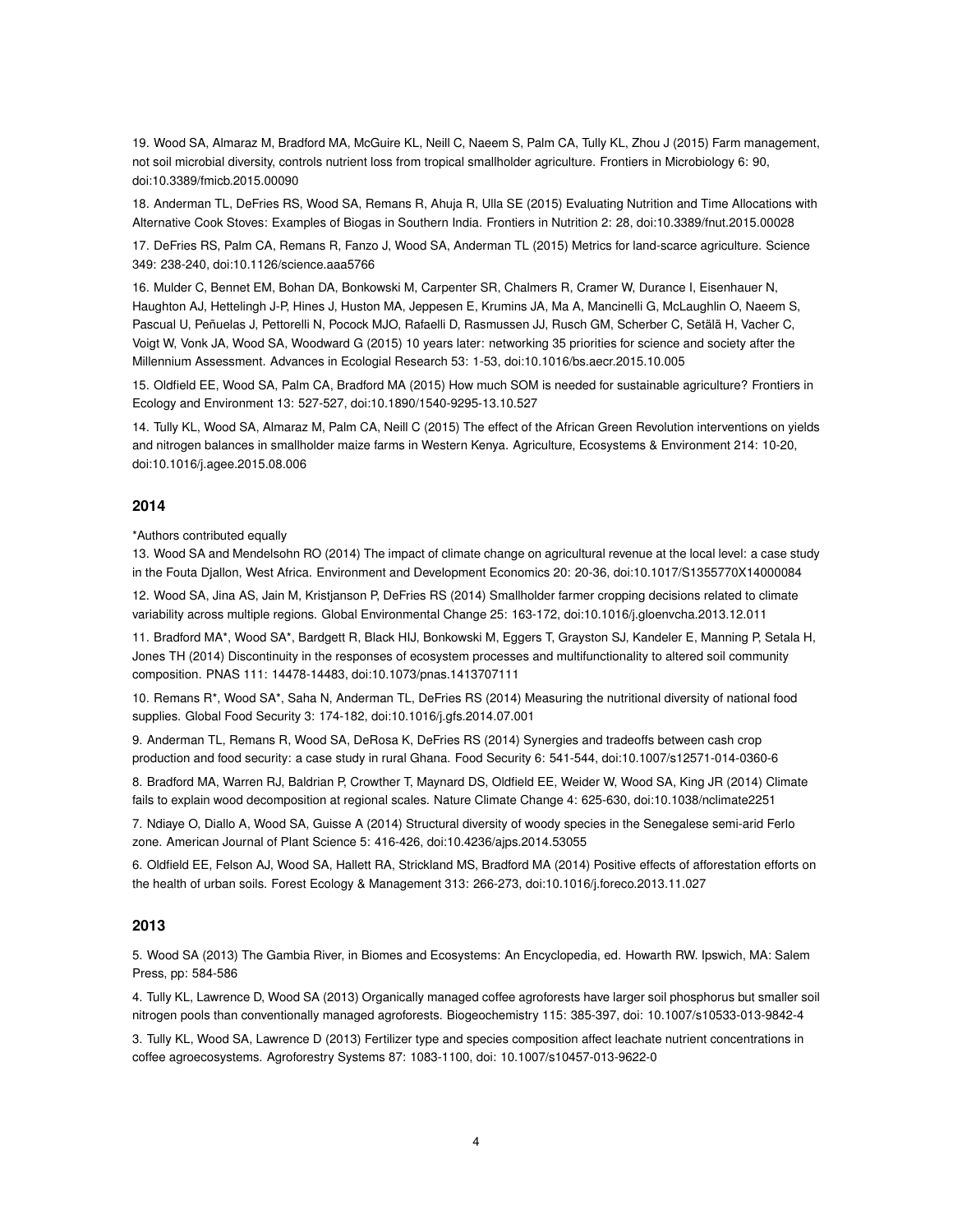19. Wood SA, Almaraz M, Bradford MA, McGuire KL, Neill C, Naeem S, Palm CA, Tully KL, Zhou J (2015) Farm management, not soil microbial diversity, controls nutrient loss from tropical smallholder agriculture. Frontiers in Microbiology 6: 90, doi:10.3389/fmicb.2015.00090

18. Anderman TL, DeFries RS, Wood SA, Remans R, Ahuja R, Ulla SE (2015) Evaluating Nutrition and Time Allocations with Alternative Cook Stoves: Examples of Biogas in Southern India. Frontiers in Nutrition 2: 28, doi:10.3389/fnut.2015.00028

17. DeFries RS, Palm CA, Remans R, Fanzo J, Wood SA, Anderman TL (2015) Metrics for land-scarce agriculture. Science 349: 238-240, doi:10.1126/science.aaa5766

16. Mulder C, Bennet EM, Bohan DA, Bonkowski M, Carpenter SR, Chalmers R, Cramer W, Durance I, Eisenhauer N, Haughton AJ, Hettelingh J-P, Hines J, Huston MA, Jeppesen E, Krumins JA, Ma A, Mancinelli G, McLaughlin O, Naeem S, Pascual U, Peñuelas J, Pettorelli N, Pocock MJO, Rafaelli D, Rasmussen JJ, Rusch GM, Scherber C, Setälä H, Vacher C, Voigt W, Vonk JA, Wood SA, Woodward G (2015) 10 years later: networking 35 priorities for science and society after the Millennium Assessment. Advances in Ecologial Research 53: 1-53, doi:10.1016/bs.aecr.2015.10.005

15. Oldfield EE, Wood SA, Palm CA, Bradford MA (2015) How much SOM is needed for sustainable agriculture? Frontiers in Ecology and Environment 13: 527-527, doi:10.1890/1540-9295-13.10.527

14. Tully KL, Wood SA, Almaraz M, Palm CA, Neill C (2015) The effect of the African Green Revolution interventions on yields and nitrogen balances in smallholder maize farms in Western Kenya. Agriculture, Ecosystems & Environment 214: 10-20, doi:10.1016/j.agee.2015.08.006

## 2014

*Authors contributed equally

13. Wood SA and Mendelsohn RO (2014) The impact of climate change on agricultural revenue at the local level: a case study in the Fouta Djallon, West Africa. Environment and Development Economics 20: 20-36, doi:10.1017/S1355770X14000084

12. Wood SA, Jina AS, Jain M, Kristjanson P, DeFries RS (2014) Smallholder farmer cropping decisions related to climate variability across multiple regions. Global Environmental Change 25: 163-172, doi:10.1016/j.gloenvcha.2013.12.011

11. Bradford MA*, Wood SA*, Bardgett R, Black HIJ, Bonkowski M, Eggers T, Grayston SJ, Kandeler E, Manning P, Setala H, Jones TH (2014) Discontinuity in the responses of ecosystem processes and multifunctionality to altered soil community composition. PNAS 111: 14478-14483, doi:10.1073/pnas.1413707111

10. Remans R*, Wood SA*, Saha N, Anderman TL, DeFries RS (2014) Measuring the nutritional diversity of national food supplies. Global Food Security 3: 174-182, doi:10.1016/j.gfs.2014.07.001

9. Anderman TL, Remans R, Wood SA, DeRosa K, DeFries RS (2014) Synergies and tradeoffs between cash crop production and food security: a case study in rural Ghana. Food Security 6: 541-544, doi:10.1007/s12571-014-0360-6

8. Bradford MA, Warren RJ, Baldrian P, Crowther T, Maynard DS, Oldfield EE, Weider W, Wood SA, King JR (2014) Climate fails to explain wood decomposition at regional scales. Nature Climate Change 4: 625-630, doi:10.1038/nclimate2251

7. Ndiaye O, Diallo A, Wood SA, Guisse A (2014) Structural diversity of woody species in the Senegalese semi-arid Ferlo zone. American Journal of Plant Science 5: 416-426, doi:10.4236/ajps.2014.53055

6. Oldfield EE, Felson AJ, Wood SA, Hallett RA, Strickland MS, Bradford MA (2014) Positive effects of afforestation efforts on the health of urban soils. Forest Ecology & Management 313: 266-273, doi:10.1016/j.foreco.2013.11.027

## 2013

5. Wood SA (2013) The Gambia River, in Biomes and Ecosystems: An Encyclopedia, ed. Howarth RW. Ipswich, MA: Salem Press, pp: 584-586

4. Tully KL, Lawrence D, Wood SA (2013) Organically managed coffee agroforests have larger soil phosphorus but smaller soil nitrogen pools than conventionally managed agroforests. Biogeochemistry 115: 385-397, doi: 10.1007/s10533-013-9842-4

3. Tully KL, Wood SA, Lawrence D (2013) Fertilizer type and species composition affect leachate nutrient concentrations in coffee agroecosystems. Agroforestry Systems 87: 1083-1100, doi: 10.1007/s10457-013-9622-0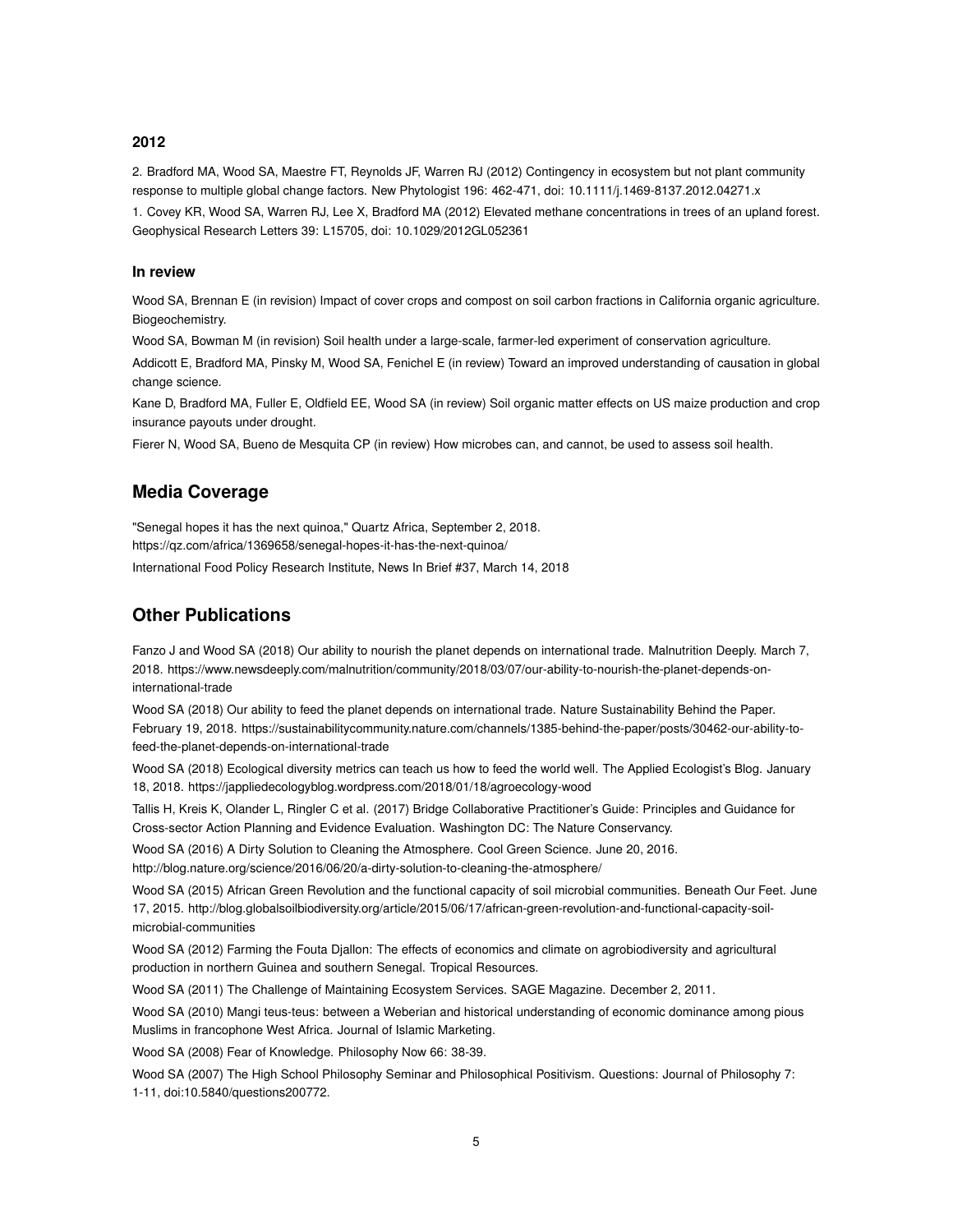### 2012

2. Bradford MA, Wood SA, Maestre FT, Reynolds JF, Warren RJ (2012) Contingency in ecosystem but not plant community response to multiple global change factors. New Phytologist 196: 462-471, doi: 10.1111/j.1469-8137.2012.04271.x

1. Covey KR, Wood SA, Warren RJ, Lee X, Bradford MA (2012) Elevated methane concentrations in trees of an upland forest. Geophysical Research Letters 39: L15705, doi: 10.1029/2012GL052361

### In review

Wood SA, Brennan E (in revision) Impact of cover crops and compost on soil carbon fractions in California organic agriculture. Biogeochemistry.

Wood SA, Bowman M (in revision) Soil health under a large-scale, farmer-led experiment of conservation agriculture.

Addicott E, Bradford MA, Pinsky M, Wood SA, Fenichel E (in review) Toward an improved understanding of causation in global change science.

Kane D, Bradford MA, Fuller E, Oldfield EE, Wood SA (in review) Soil organic matter effects on US maize production and crop insurance payouts under drought.

Fierer N, Wood SA, Bueno de Mesquita CP (in review) How microbes can, and cannot, be used to assess soil health.

## Media Coverage

"Senegal hopes it has the next quinoa," Quartz Africa, September 2, 2018. https://qz.com/africa/1369658/senegal-hopes-it-has-the-next-quinoa/

International Food Policy Research Institute, News In Brief #37, March 14, 2018

## Other Publications

Fanzo J and Wood SA (2018) Our ability to nourish the planet depends on international trade. Malnutrition Deeply. March 7, 2018. https://www.newsdeeply.com/malnutrition/community/2018/03/07/our-ability-to-nourish-the-planet-depends-on-international-trade

Wood SA (2018) Our ability to feed the planet depends on international trade. Nature Sustainability Behind the Paper. February 19, 2018. https://sustainabilitycommunity.nature.com/channels/1385-behind-the-paper/posts/30462-our-ability-to-feed-the-planet-depends-on-international-trade

Wood SA (2018) Ecological diversity metrics can teach us how to feed the world well. The Applied Ecologist's Blog. January 18, 2018. https://jappliedecologyblog.wordpress.com/2018/01/18/agroecology-wood

Tallis H, Kreis K, Olander L, Ringler C et al. (2017) Bridge Collaborative Practitioner's Guide: Principles and Guidance for Cross-sector Action Planning and Evidence Evaluation. Washington DC: The Nature Conservancy.

Wood SA (2016) A Dirty Solution to Cleaning the Atmosphere. Cool Green Science. June 20, 2016. http://blog.nature.org/science/2016/06/20/a-dirty-solution-to-cleaning-the-atmosphere/

Wood SA (2015) African Green Revolution and the functional capacity of soil microbial communities. Beneath Our Feet. June 17, 2015. http://blog.globalsoilbiodiversity.org/article/2015/06/17/african-green-revolution-and-functional-capacity-soil-microbial-communities

Wood SA (2012) Farming the Fouta Djallon: The effects of economics and climate on agrobiodiversity and agricultural production in northern Guinea and southern Senegal. Tropical Resources.

Wood SA (2011) The Challenge of Maintaining Ecosystem Services. SAGE Magazine. December 2, 2011.

Wood SA (2010) Mangi teus-teus: between a Weberian and historical understanding of economic dominance among pious Muslims in francophone West Africa. Journal of Islamic Marketing.

Wood SA (2008) Fear of Knowledge. Philosophy Now 66: 38-39.

Wood SA (2007) The High School Philosophy Seminar and Philosophical Positivism. Questions: Journal of Philosophy 7: 1-11, doi:10.5840/questions200772.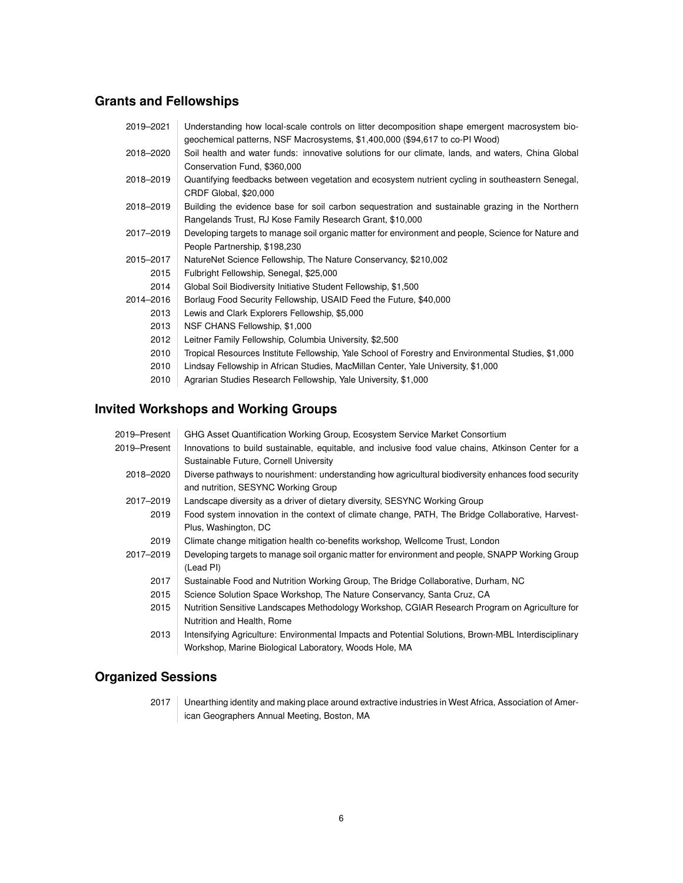## Grants and Fellowships

| | |
|---|---|
| 2019–2021 | Understanding how local-scale controls on litter decomposition shape emergent macrosystem biogeochemical patterns, NSF Macrosystems, $1,400,000 ($94,617 to co-PI Wood) |
| 2018–2020 | Soil health and water funds: innovative solutions for our climate, lands, and waters, China Global Conservation Fund, $360,000 |
| 2018–2019 | Quantifying feedbacks between vegetation and ecosystem nutrient cycling in southeastern Senegal, CRDF Global, $20,000 |
| 2018–2019 | Building the evidence base for soil carbon sequestration and sustainable grazing in the Northern Rangelands Trust, RJ Kose Family Research Grant, $10,000 |
| 2017–2019 | Developing targets to manage soil organic matter for environment and people, Science for Nature and People Partnership, $198,230 |
| 2015–2017 | NatureNet Science Fellowship, The Nature Conservancy, $210,002 |
| 2015 | Fulbright Fellowship, Senegal, $25,000 |
| 2014 | Global Soil Biodiversity Initiative Student Fellowship, $1,500 |
| 2014–2016 | Borlaug Food Security Fellowship, USAID Feed the Future, $40,000 |
| 2013 | Lewis and Clark Explorers Fellowship, $5,000 |
| 2013 | NSF CHANS Fellowship, $1,000 |
| 2012 | Leitner Family Fellowship, Columbia University, $2,500 |
| 2010 | Tropical Resources Institute Fellowship, Yale School of Forestry and Environmental Studies, $1,000 |
| 2010 | Lindsay Fellowship in African Studies, MacMillan Center, Yale University, $1,000 |
| 2010 | Agrarian Studies Research Fellowship, Yale University, $1,000 |

## Invited Workshops and Working Groups

| | |
|---|---|
| 2019–Present | GHG Asset Quantification Working Group, Ecosystem Service Market Consortium |
| 2019–Present | Innovations to build sustainable, equitable, and inclusive food value chains, Atkinson Center for a Sustainable Future, Cornell University |
| 2018–2020 | Diverse pathways to nourishment: understanding how agricultural biodiversity enhances food security and nutrition, SESYNC Working Group |
| 2017–2019 | Landscape diversity as a driver of dietary diversity, SESYNC Working Group |
| 2019 | Food system innovation in the context of climate change, PATH, The Bridge Collaborative, HarvestPlus, Washington, DC |
| 2019 | Climate change mitigation health co-benefits workshop, Wellcome Trust, London |
| 2017–2019 | Developing targets to manage soil organic matter for environment and people, SNAPP Working Group (Lead PI) |
| 2017 | Sustainable Food and Nutrition Working Group, The Bridge Collaborative, Durham, NC |
| 2015 | Science Solution Space Workshop, The Nature Conservancy, Santa Cruz, CA |
| 2015 | Nutrition Sensitive Landscapes Methodology Workshop, CGIAR Research Program on Agriculture for Nutrition and Health, Rome |
| 2013 | Intensifying Agriculture: Environmental Impacts and Potential Solutions, Brown-MBL Interdisciplinary Workshop, Marine Biological Laboratory, Woods Hole, MA |

## Organized Sessions

| | |
|---|---|
| 2017 | Unearthing identity and making place around extractive industries in West Africa, Association of American Geographers Annual Meeting, Boston, MA |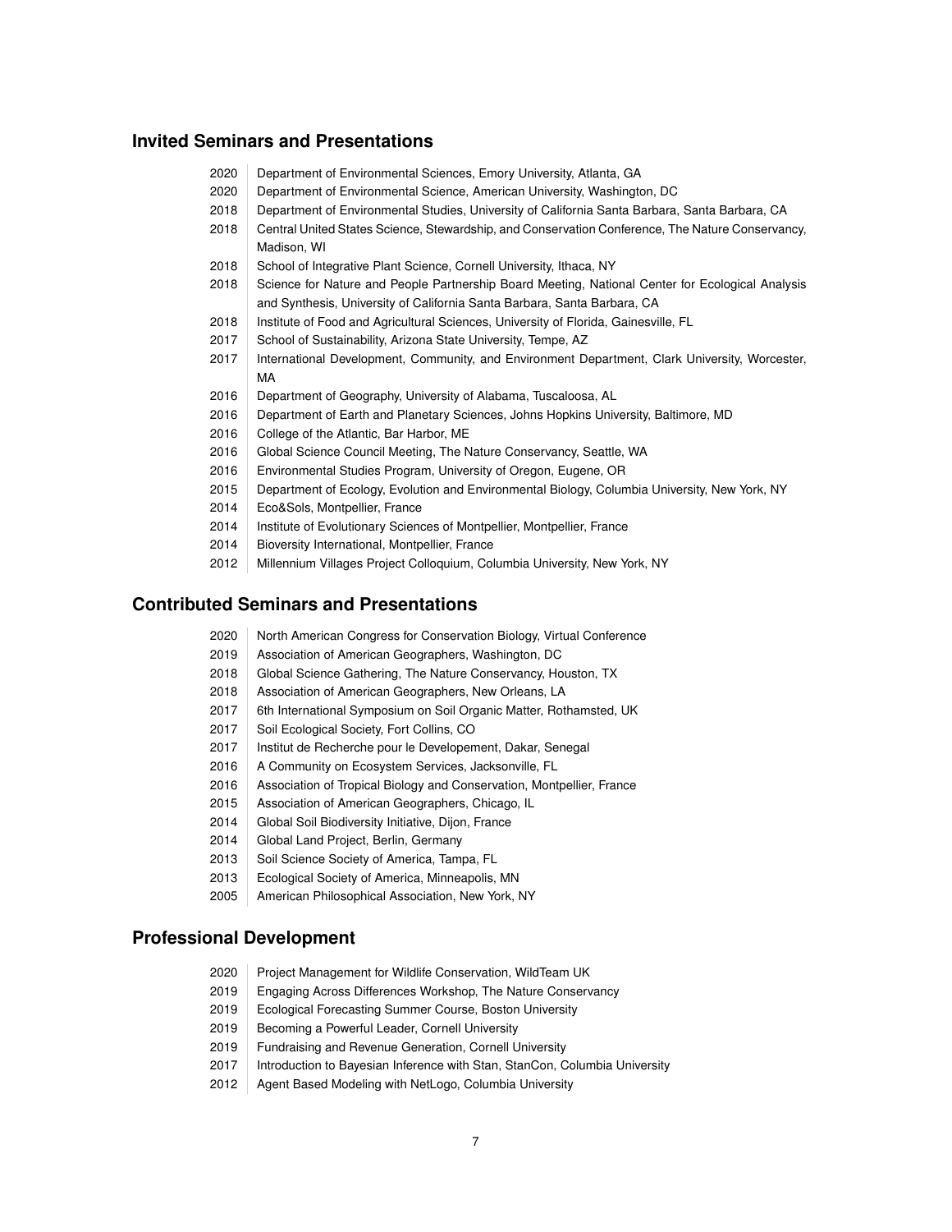## Invited Seminars and Presentations

- 2020 Department of Environmental Sciences, Emory University, Atlanta, GA
- 2020 Department of Environmental Science, American University, Washington, DC
- 2018 Department of Environmental Studies, University of California Santa Barbara, Santa Barbara, CA
- 2018 Central United States Science, Stewardship, and Conservation Conference, The Nature Conservancy, Madison, WI
- 2018 School of Integrative Plant Science, Cornell University, Ithaca, NY
- 2018 Science for Nature and People Partnership Board Meeting, National Center for Ecological Analysis and Synthesis, University of California Santa Barbara, Santa Barbara, CA
- 2018 Institute of Food and Agricultural Sciences, University of Florida, Gainesville, FL
- 2017 School of Sustainability, Arizona State University, Tempe, AZ
- 2017 International Development, Community, and Environment Department, Clark University, Worcester, MA
- 2016 Department of Geography, University of Alabama, Tuscaloosa, AL
- 2016 Department of Earth and Planetary Sciences, Johns Hopkins University, Baltimore, MD
- 2016 College of the Atlantic, Bar Harbor, ME
- 2016 Global Science Council Meeting, The Nature Conservancy, Seattle, WA
- 2016 Environmental Studies Program, University of Oregon, Eugene, OR
- 2015 Department of Ecology, Evolution and Environmental Biology, Columbia University, New York, NY
- 2014 Eco&Sols, Montpellier, France
- 2014 Institute of Evolutionary Sciences of Montpellier, Montpellier, France
- 2014 Bioversity International, Montpellier, France
- 2012 Millennium Villages Project Colloquium, Columbia University, New York, NY

## Contributed Seminars and Presentations

- 2020 North American Congress for Conservation Biology, Virtual Conference
- 2019 Association of American Geographers, Washington, DC
- 2018 Global Science Gathering, The Nature Conservancy, Houston, TX
- 2018 Association of American Geographers, New Orleans, LA
- 2017 6th International Symposium on Soil Organic Matter, Rothamsted, UK
- 2017 Soil Ecological Society, Fort Collins, CO
- 2017 Institut de Recherche pour le Developement, Dakar, Senegal
- 2016 A Community on Ecosystem Services, Jacksonville, FL
- 2016 Association of Tropical Biology and Conservation, Montpellier, France
- 2015 Association of American Geographers, Chicago, IL
- 2014 Global Soil Biodiversity Initiative, Dijon, France
- 2014 Global Land Project, Berlin, Germany
- 2013 Soil Science Society of America, Tampa, FL
- 2013 Ecological Society of America, Minneapolis, MN
- 2005 American Philosophical Association, New York, NY

## Professional Development

- 2020 Project Management for Wildlife Conservation, WildTeam UK
- 2019 Engaging Across Differences Workshop, The Nature Conservancy
- 2019 Ecological Forecasting Summer Course, Boston University
- 2019 Becoming a Powerful Leader, Cornell University
- 2019 Fundraising and Revenue Generation, Cornell University
- 2017 Introduction to Bayesian Inference with Stan, StanCon, Columbia University
- 2012 Agent Based Modeling with NetLogo, Columbia University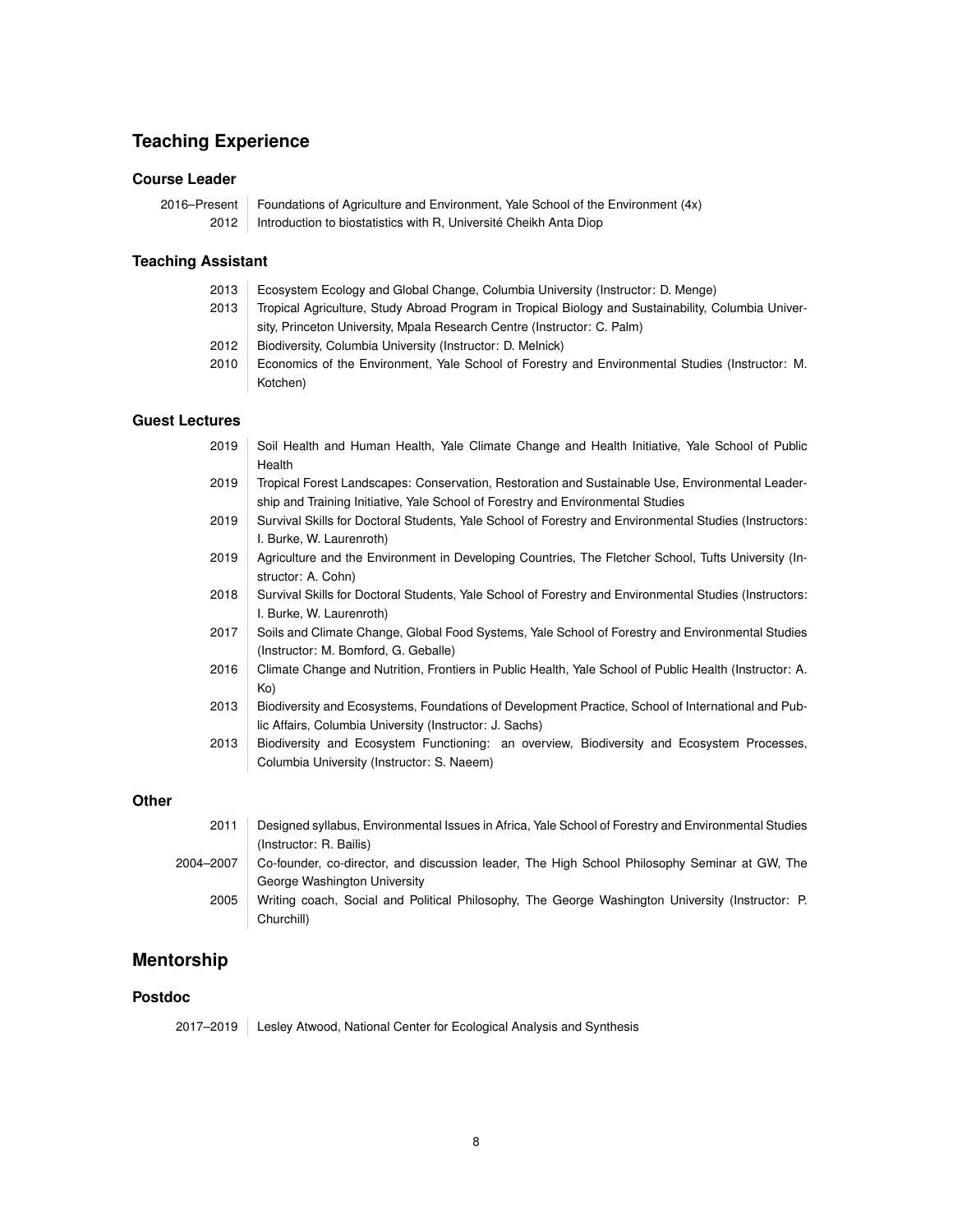## Teaching Experience

### Course Leader

| | |
|---|---|
| 2016–Present | Foundations of Agriculture and Environment, Yale School of the Environment (4x) |
| 2012 | Introduction to biostatistics with R, Université Cheikh Anta Diop |

### Teaching Assistant

| | |
|---|---|
| 2013 | Ecosystem Ecology and Global Change, Columbia University (Instructor: D. Menge) |
| 2013 | Tropical Agriculture, Study Abroad Program in Tropical Biology and Sustainability, Columbia University, Princeton University, Mpala Research Centre (Instructor: C. Palm) |
| 2012 | Biodiversity, Columbia University (Instructor: D. Melnick) |
| 2010 | Economics of the Environment, Yale School of Forestry and Environmental Studies (Instructor: M. Kotchen) |

### Guest Lectures

| | |
|---|---|
| 2019 | Soil Health and Human Health, Yale Climate Change and Health Initiative, Yale School of Public Health |
| 2019 | Tropical Forest Landscapes: Conservation, Restoration and Sustainable Use, Environmental Leadership and Training Initiative, Yale School of Forestry and Environmental Studies |
| 2019 | Survival Skills for Doctoral Students, Yale School of Forestry and Environmental Studies (Instructors: I. Burke, W. Laurenroth) |
| 2019 | Agriculture and the Environment in Developing Countries, The Fletcher School, Tufts University (Instructor: A. Cohn) |
| 2018 | Survival Skills for Doctoral Students, Yale School of Forestry and Environmental Studies (Instructors: I. Burke, W. Laurenroth) |
| 2017 | Soils and Climate Change, Global Food Systems, Yale School of Forestry and Environmental Studies (Instructor: M. Bomford, G. Geballe) |
| 2016 | Climate Change and Nutrition, Frontiers in Public Health, Yale School of Public Health (Instructor: A. Ko) |
| 2013 | Biodiversity and Ecosystems, Foundations of Development Practice, School of International and Public Affairs, Columbia University (Instructor: J. Sachs) |
| 2013 | Biodiversity and Ecosystem Functioning: an overview, Biodiversity and Ecosystem Processes, Columbia University (Instructor: S. Naeem) |

### Other

| | |
|---|---|
| 2011 | Designed syllabus, Environmental Issues in Africa, Yale School of Forestry and Environmental Studies (Instructor: R. Bailis) |
| 2004–2007 | Co-founder, co-director, and discussion leader, The High School Philosophy Seminar at GW, The George Washington University |
| 2005 | Writing coach, Social and Political Philosophy, The George Washington University (Instructor: P. Churchill) |

## Mentorship

### Postdoc

| | |
|---|---|
| 2017–2019 | Lesley Atwood, National Center for Ecological Analysis and Synthesis |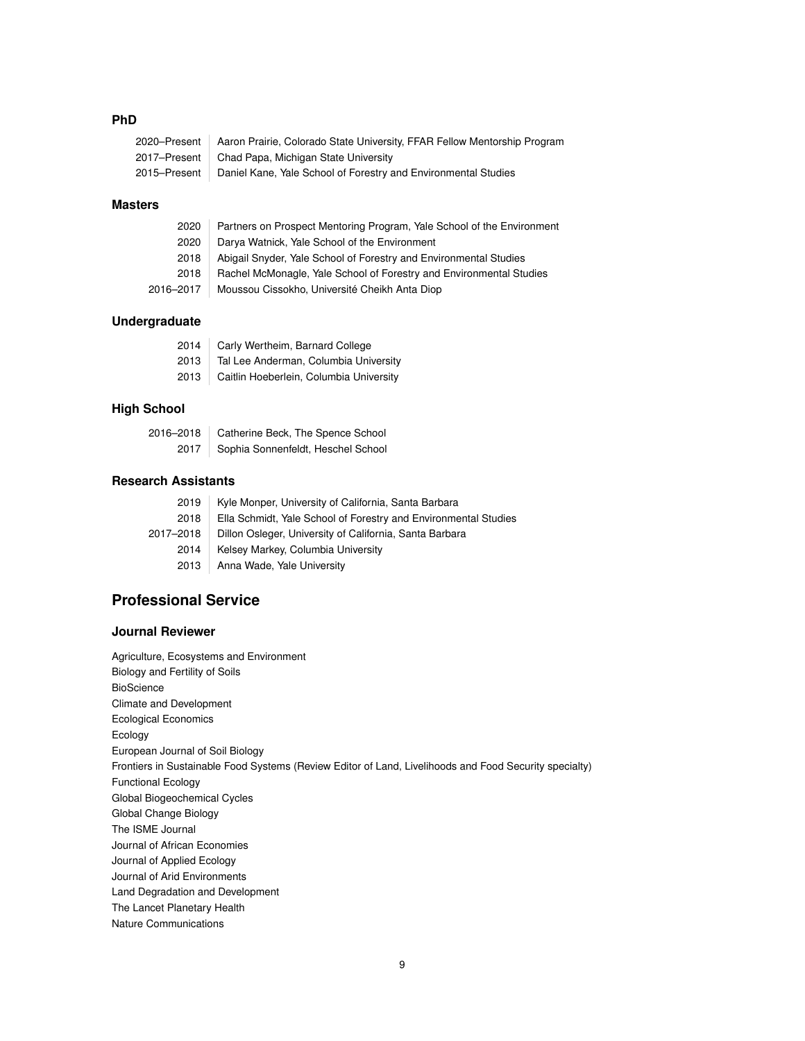### PhD

| | |
|---|---|
| 2020–Present | Aaron Prairie, Colorado State University, FFAR Fellow Mentorship Program |
| 2017–Present | Chad Papa, Michigan State University |
| 2015–Present | Daniel Kane, Yale School of Forestry and Environmental Studies |

### Masters

| | |
|---|---|
| 2020 | Partners on Prospect Mentoring Program, Yale School of the Environment |
| 2020 | Darya Watnick, Yale School of the Environment |
| 2018 | Abigail Snyder, Yale School of Forestry and Environmental Studies |
| 2018 | Rachel McMonagle, Yale School of Forestry and Environmental Studies |
| 2016–2017 | Moussou Cissokho, Université Cheikh Anta Diop |

### Undergraduate

| | |
|---|---|
| 2014 | Carly Wertheim, Barnard College |
| 2013 | Tal Lee Anderman, Columbia University |
| 2013 | Caitlin Hoeberlein, Columbia University |

### High School

| | |
|---|---|
| 2016–2018 | Catherine Beck, The Spence School |
| 2017 | Sophia Sonnenfeldt, Heschel School |

### Research Assistants

| | |
|---|---|
| 2019 | Kyle Monper, University of California, Santa Barbara |
| 2018 | Ella Schmidt, Yale School of Forestry and Environmental Studies |
| 2017–2018 | Dillon Osleger, University of California, Santa Barbara |
| 2014 | Kelsey Markey, Columbia University |
| 2013 | Anna Wade, Yale University |

## Professional Service

### Journal Reviewer

Agriculture, Ecosystems and Environment
Biology and Fertility of Soils
BioScience
Climate and Development
Ecological Economics
Ecology
European Journal of Soil Biology
Frontiers in Sustainable Food Systems (Review Editor of Land, Livelihoods and Food Security specialty)
Functional Ecology
Global Biogeochemical Cycles
Global Change Biology
The ISME Journal
Journal of African Economies
Journal of Applied Ecology
Journal of Arid Environments
Land Degradation and Development
The Lancet Planetary Health
Nature Communications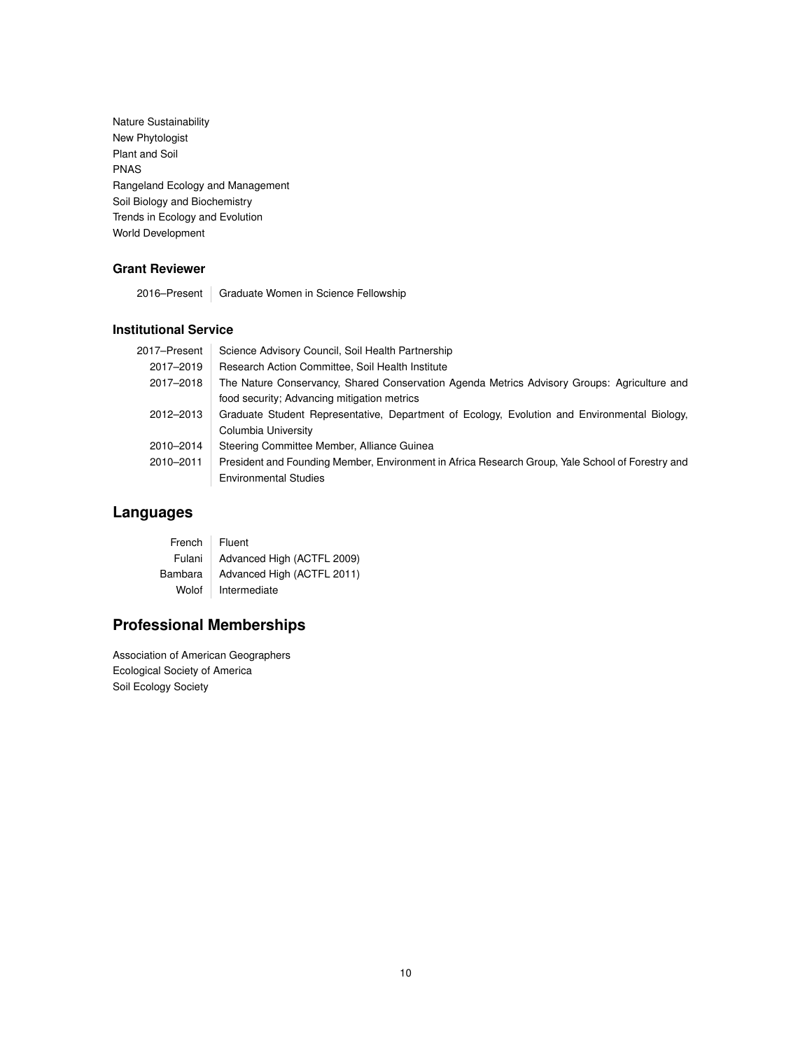Nature Sustainability
New Phytologist
Plant and Soil
PNAS
Rangeland Ecology and Management
Soil Biology and Biochemistry
Trends in Ecology and Evolution
World Development

### Grant Reviewer

| | |
|---|---|
| 2016–Present | Graduate Women in Science Fellowship |

### Institutional Service

| | |
|---|---|
| 2017–Present | Science Advisory Council, Soil Health Partnership |
| 2017–2019 | Research Action Committee, Soil Health Institute |
| 2017–2018 | The Nature Conservancy, Shared Conservation Agenda Metrics Advisory Groups: Agriculture and food security; Advancing mitigation metrics |
| 2012–2013 | Graduate Student Representative, Department of Ecology, Evolution and Environmental Biology, Columbia University |
| 2010–2014 | Steering Committee Member, Alliance Guinea |
| 2010–2011 | President and Founding Member, Environment in Africa Research Group, Yale School of Forestry and Environmental Studies |

## Languages

| | |
|---|---|
| French | Fluent |
| Fulani | Advanced High (ACTFL 2009) |
| Bambara | Advanced High (ACTFL 2011) |
| Wolof | Intermediate |

## Professional Memberships

Association of American Geographers
Ecological Society of America
Soil Ecology Society